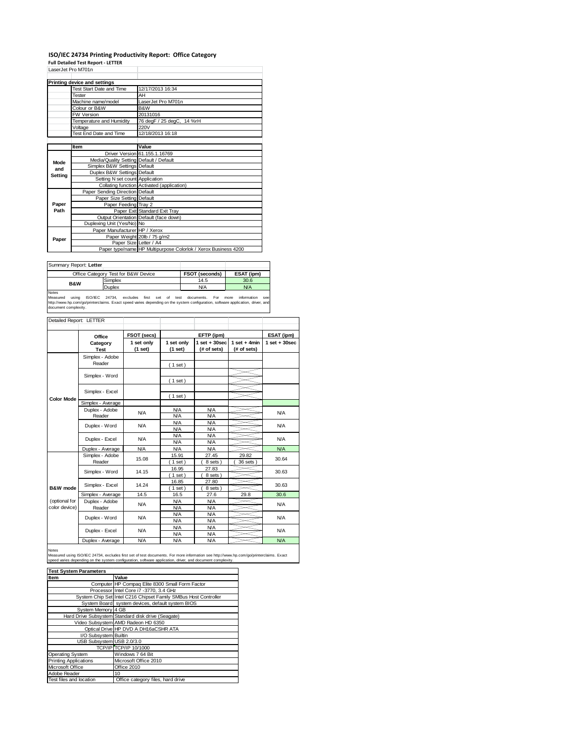# ISO/IEC 24734 Printing Productivity Report: Office Category

**Full Detailed Test Report - LETTER**

LaserJet Pro M701n

| Printing device and settings | |
|---|---|
| Test Start Date and Time | 12/17/2013 16:34 |
| Tester | AH |
| Machine name/model | LaserJet Pro M701n |
| Colour or B&W | B&W |
| FW Version | 20131016 |
| Temperature and Humidity | 76 degF / 25 degC, 14 %rH |
| Voltage | 220V |
| Test End Date and Time | 12/18/2013 16:18 |

| | Item | Value |
|---|---|---|
| Mode and Setting | Driver Version | 61.155.1.16769 |
| | Media/Quality Setting | Default / Default |
| | Simplex B&W Settings | Default |
| | Duplex B&W Settings | Default |
| | Setting N set count | Application |
| | Collating function | Activated (application) |
| Paper Path | Paper Sending Direction | Default |
| | Paper Size Setting | Default |
| | Paper Feeding | Tray 2 |
| | Paper Exit | Standard Exit Tray |
| | Output Orientation | Default (face down) |
| | Duplexing Unit (Yes/No) | No |
| Paper | Paper Manufacturer | HP / Xerox |
| | Paper Weight | 20lb / 75 g/m2 |
| | Paper Size | Letter / A4 |
| | Paper type/name | HP Multipurpose Colorlok / Xerox Business 4200 |

Summary Report: **Letter**

| Office Category Test for B&W Device | | FSOT (seconds) | ESAT (ipm) |
|---|---|---|---|
| B&W | Simplex | 14.5 | 30.6 |
| | Duplex | N/A | N/A |

Notes
Measured using ISO/IEC 24734, excludes first set of test documents. For more information see http://www.hp.com/go/printerclaims. Exact speed varies depending on the system configuration, software application, driver, and document complexity.

Detailed Report: LETTER

| | Office Category Test | FSOT (secs) 1 set only (1 set) | EFTP (ipm) 1 set only (1 set) | EFTP (ipm) 1 set + 30sec (# of sets) | EFTP (ipm) 1 set + 4min (# of sets) | ESAT (ipm) 1 set + 30sec |
|---|---|---|---|---|---|---|
| Color Mode | Simplex - Adobe Reader | | ( 1 set ) | | | |
| | Simplex - Word | | ( 1 set ) | | | |
| | Simplex - Excel | | ( 1 set ) | | | |
| | Simplex - Average | | | | | |
| | Duplex - Adobe Reader | N/A | N/A<br>N/A | N/A<br>N/A | | N/A |
| | Duplex - Word | N/A | N/A<br>N/A | N/A<br>N/A | | N/A |
| | Duplex - Excel | N/A | N/A<br>N/A | N/A<br>N/A | | N/A |
| | Duplex - Average | N/A | N/A | N/A | | N/A |
| B&W mode (optional for color device) | Simplex - Adobe Reader | 15.08 | 15.91<br>( 1 set ) | 27.45<br>( 8 sets ) | 29.82<br>( 36 sets ) | 30.64 |
| | Simplex - Word | 14.15 | 16.95<br>( 1 set ) | 27.83<br>( 8 sets ) | | 30.63 |
| | Simplex - Excel | 14.24 | 16.85<br>( 1 set ) | 27.80<br>( 8 sets ) | | 30.63 |
| | Simplex - Average | 14.5 | 16.5 | 27.6 | 29.8 | 30.6 |
| | Duplex - Adobe Reader | N/A | N/A<br>N/A | N/A<br>N/A | | N/A |
| | Duplex - Word | N/A | N/A<br>N/A | N/A<br>N/A | | N/A |
| | Duplex - Excel | N/A | N/A<br>N/A | N/A<br>N/A | | N/A |
| | Duplex - Average | N/A | N/A | N/A | | N/A |

Notes
Measured using ISO/IEC 24734, excludes first set of test documents. For more information see http://www.hp.com/go/printerclaims. Exact speed varies depending on the system configuration, software application, driver, and document complexity.

| Test System Parameters | |
|---|---|
| **Item** | **Value** |
| Computer | HP Compaq Elite 8300 Small Form Factor |
| Processor | Intel Core i7 -3770, 3.4 GHz |
| System Chip Set | Intel C216 Chipset Family SMBus Host Controller |
| System Board | system devices, default system BIOS |
| System Memory | 4 GB |
| Hard Drive Subsystem | Standard disk drive (Seagate) |
| Video Subsystem | AMD Radeon HD 6350 |
| Optical Drive | HP DVD A DH16aCSHR ATA |
| I/O Subsystem | Builtin |
| USB Subsystem | USB 2.0/3.0 |
| TCP/IP | TCP/IP 10/1000 |
| Operating System | Windows 7 64 Bit |
| Printing Applications | Microsoft Office 2010 |
| Microsoft Office | Office 2010 |
| Adobe Reader | 10 |
| Test files and location | Office category files, hard drive |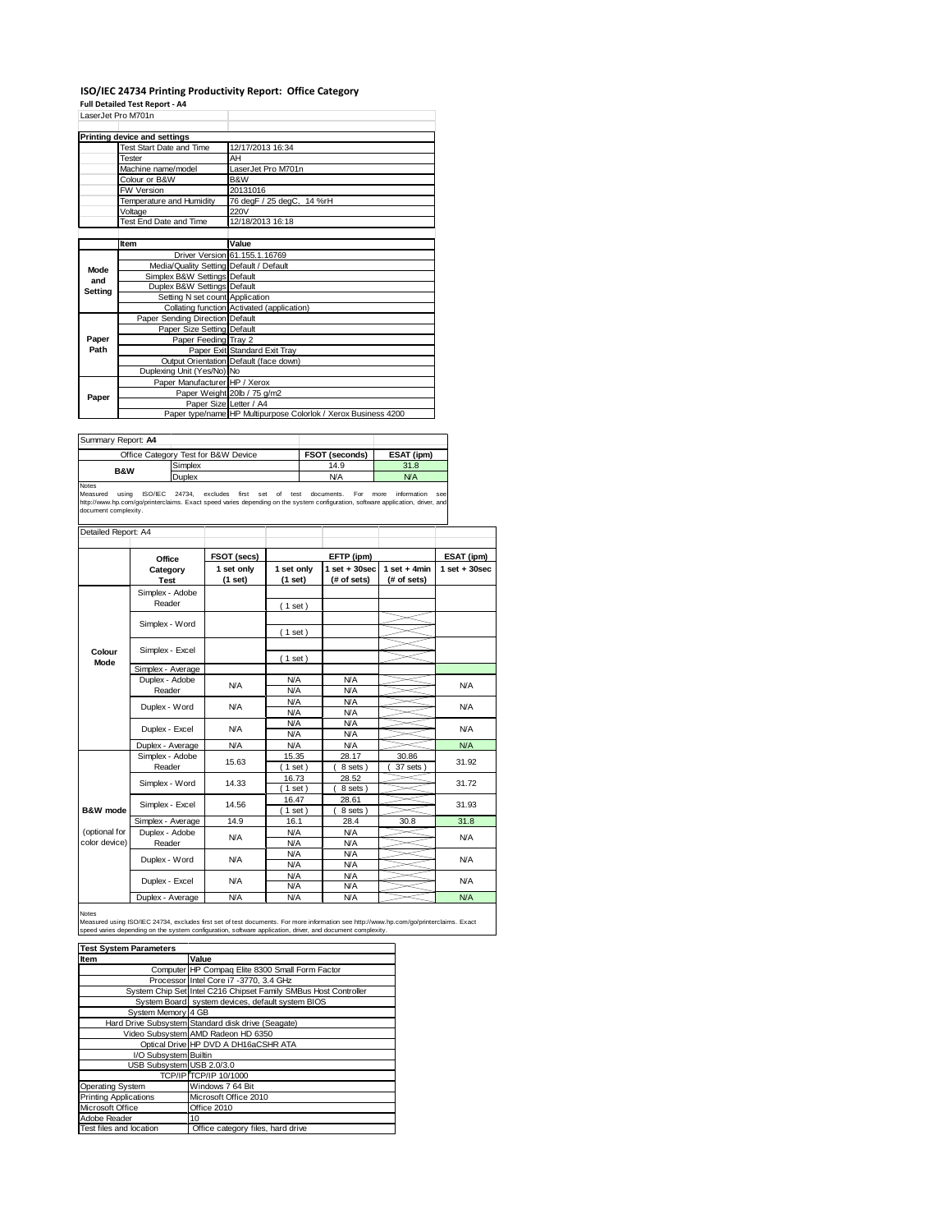## ISO/IEC 24734 Printing Productivity Report: Office Category

**Full Detailed Test Report - A4**

LaserJet Pro M701n

**Printing device and settings**

| | |
|---|---|
| Test Start Date and Time | 12/17/2013 16:34 |
| Tester | AH |
| Machine name/model | LaserJet Pro M701n |
| Colour or B&W | B&W |
| FW Version | 20131016 |
| Temperature and Humidity | 76 degF / 25 degC, 14 %rH |
| Voltage | 220V |
| Test End Date and Time | 12/18/2013 16:18 |

| | Item | Value |
|---|---|---|
| Mode and Setting | Driver Version | 61.155.1.16769 |
| | Media/Quality Setting | Default / Default |
| | Simplex B&W Settings | Default |
| | Duplex B&W Settings | Default |
| | Setting N set count | Application |
| | Collating function | Activated (application) |
| Paper Path | Paper Sending Direction | Default |
| | Paper Size Setting | Default |
| | Paper Feeding | Tray 2 |
| | Paper Exit | Standard Exit Tray |
| | Output Orientation | Default (face down) |
| | Duplexing Unit (Yes/No) | No |
| Paper | Paper Manufacturer | HP / Xerox |
| | Paper Weight | 20lb / 75 g/m2 |
| | Paper Size | Letter / A4 |
| | Paper type/name | HP Multipurpose Colorlok / Xerox Business 4200 |

Summary Report: **A4**

| Office Category Test for B&W Device | | FSOT (seconds) | ESAT (ipm) |
|---|---|---|---|
| B&W | Simplex | 14.9 | 31.8 |
| | Duplex | N/A | N/A |

Notes
Measured using ISO/IEC 24734, excludes first set of test documents. For more information see http://www.hp.com/go/printerclaims. Exact speed varies depending on the system configuration, software application, driver, and document complexity.

Detailed Report: A4

| | Office Category Test | FSOT (secs) 1 set only (1 set) | EFTP (ipm) 1 set only (1 set) | EFTP (ipm) 1 set + 30sec (# of sets) | EFTP (ipm) 1 set + 4min (# of sets) | ESAT (ipm) 1 set + 30sec |
|---|---|---|---|---|---|---|
| Colour Mode | Simplex - Adobe Reader | | ( 1 set ) | | | |
| | Simplex - Word | | ( 1 set ) | | | |
| | Simplex - Excel | | ( 1 set ) | | | |
| | Simplex - Average | | | | | |
| | Duplex - Adobe Reader | N/A | N/A<br>N/A | N/A<br>N/A | | N/A |
| | Duplex - Word | N/A | N/A<br>N/A | N/A<br>N/A | | N/A |
| | Duplex - Excel | N/A | N/A<br>N/A | N/A<br>N/A | | N/A |
| | Duplex - Average | N/A | N/A | N/A | | N/A |
| B&W mode (optional for color device) | Simplex - Adobe Reader | 15.63 | 15.35<br>( 1 set ) | 28.17<br>( 8 sets ) | 30.86<br>( 37 sets ) | 31.92 |
| | Simplex - Word | 14.33 | 16.73<br>( 1 set ) | 28.52<br>( 8 sets ) | | 31.72 |
| | Simplex - Excel | 14.56 | 16.47<br>( 1 set ) | 28.61<br>( 8 sets ) | | 31.93 |
| | Simplex - Average | 14.9 | 16.1 | 28.4 | 30.8 | 31.8 |
| | Duplex - Adobe Reader | N/A | N/A<br>N/A | N/A<br>N/A | | N/A |
| | Duplex - Word | N/A | N/A<br>N/A | N/A<br>N/A | | N/A |
| | Duplex - Excel | N/A | N/A<br>N/A | N/A<br>N/A | | N/A |
| | Duplex - Average | N/A | N/A | N/A | | N/A |

Notes
Measured using ISO/IEC 24734, excludes first set of test documents. For more information see http://www.hp.com/go/printerclaims. Exact speed varies depending on the system configuration, software application, driver, and document complexity.

**Test System Parameters**

| Item | Value |
|---|---|
| Computer | HP Compaq Elite 8300 Small Form Factor |
| Processor | Intel Core i7 -3770, 3.4 GHz |
| System Chip Set | Intel C216 Chipset Family SMBus Host Controller |
| System Board | system devices, default system BIOS |
| System Memory | 4 GB |
| Hard Drive Subsystem | Standard disk drive (Seagate) |
| Video Subsystem | AMD Radeon HD 6350 |
| Optical Drive | HP DVD A DH16aCSHR ATA |
| I/O Subsystem | Builtin |
| USB Subsystem | USB 2.0/3.0 |
| TCP/IP | TCP/IP 10/1000 |
| Operating System | Windows 7 64 Bit |
| Printing Applications | Microsoft Office 2010 |
| Microsoft Office | Office 2010 |
| Adobe Reader | 10 |
| Test files and location | Office category files, hard drive |